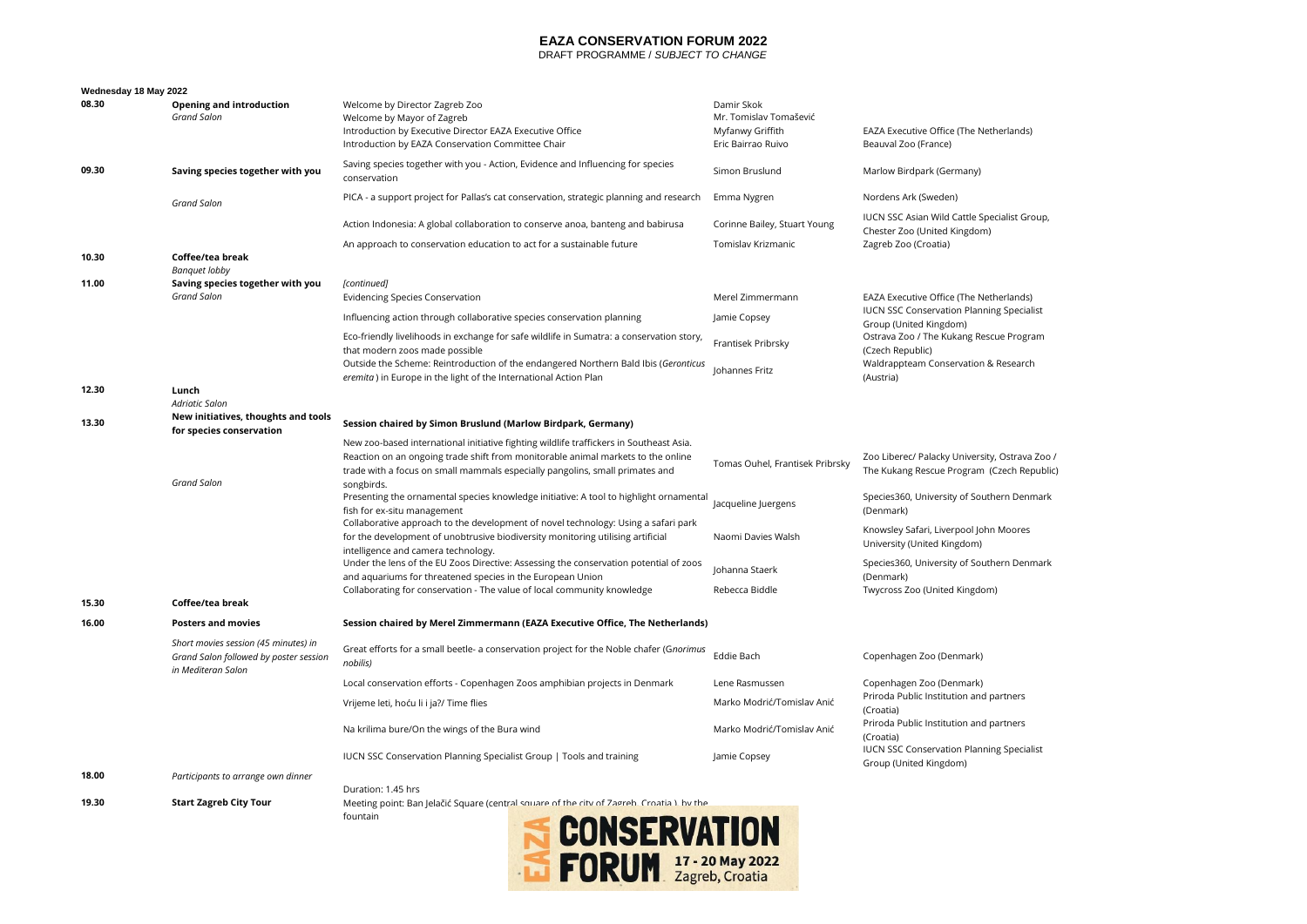# EAZA CONSERVATION FORUM 2022

DRAFT PROGRAMME / *SUBJECT TO CHANGE*

**Wednesday 18 May 2022**

| Time | Session | Programme | Speaker | Organisation |
|---|---|---|---|---|
| 08.30 | **Opening and introduction** *Grand Salon* | Welcome by Director Zagreb Zoo | Damir Skok | |
| | | Welcome by Mayor of Zagreb | Mr. Tomislav Tomašević | |
| | | Introduction by Executive Director EAZA Executive Office | Myfanwy Griffith | EAZA Executive Office (The Netherlands) |
| | | Introduction by EAZA Conservation Committee Chair | Eric Bairrao Ruivo | Beauval Zoo (France) |
| 09.30 | **Saving species together with you** | Saving species together with you - Action, Evidence and Influencing for species conservation | Simon Bruslund | Marlow Birdpark (Germany) |
| | *Grand Salon* | PICA - a support project for Pallas's cat conservation, strategic planning and research | Emma Nygren | Nordens Ark (Sweden) |
| | | Action Indonesia: A global collaboration to conserve anoa, banteng and babirusa | Corinne Bailey, Stuart Young | IUCN SSC Asian Wild Cattle Specialist Group, Chester Zoo (United Kingdom) |
| | | An approach to conservation education to act for a sustainable future | Tomislav Krizmanic | Zagreb Zoo (Croatia) |
| 10.30 | **Coffee/tea break** *Banquet lobby* | | | |
| 11.00 | **Saving species together with you** *Grand Salon* | *[continued]* | | |
| | | Evidencing Species Conservation | Merel Zimmermann | EAZA Executive Office (The Netherlands) |
| | | Influencing action through collaborative species conservation planning | Jamie Copsey | IUCN SSC Conservation Planning Specialist Group (United Kingdom) |
| | | Eco-friendly livelihoods in exchange for safe wildlife in Sumatra: a conservation story, that modern zoos made possible | Frantisek Pribrsky | Ostrava Zoo / The Kukang Rescue Program (Czech Republic) |
| | | Outside the Scheme: Reintroduction of the endangered Northern Bald Ibis (*Geronticus eremita*) in Europe in the light of the International Action Plan | Johannes Fritz | Waldrappteam Conservation & Research (Austria) |
| 12.30 | **Lunch** *Adriatic Salon* | | | |
| 13.30 | **New initiatives, thoughts and tools for species conservation** | **Session chaired by Simon Bruslund (Marlow Birdpark, Germany)** | | |
| | *Grand Salon* | New zoo-based international initiative fighting wildlife traffickers in Southeast Asia. Reaction on an ongoing trade shift from monitorable animal markets to the online trade with a focus on small mammals especially pangolins, small primates and songbirds. | Tomas Ouhel, Frantisek Pribrsky | Zoo Liberec/ Palacky University, Ostrava Zoo / The Kukang Rescue Program (Czech Republic) |
| | | Presenting the ornamental species knowledge initiative: A tool to highlight ornamental fish for ex-situ management | Jacqueline Juergens | Species360, University of Southern Denmark (Denmark) |
| | | Collaborative approach to the development of novel technology: Using a safari park for the development of unobtrusive biodiversity monitoring utilising artificial intelligence and camera technology. | Naomi Davies Walsh | Knowsley Safari, Liverpool John Moores University (United Kingdom) |
| | | Under the lens of the EU Zoos Directive: Assessing the conservation potential of zoos and aquariums for threatened species in the European Union | Johanna Staerk | Species360, University of Southern Denmark (Denmark) |
| | | Collaborating for conservation - The value of local community knowledge | Rebecca Biddle | Twycross Zoo (United Kingdom) |
| 15.30 | **Coffee/tea break** | | | |
| 16.00 | **Posters and movies** | **Session chaired by Merel Zimmermann (EAZA Executive Office, The Netherlands)** | | |
| | *Short movies session (45 minutes) in Grand Salon followed by poster session in Mediteran Salon* | Great efforts for a small beetle- a conservation project for the Noble chafer (*Gnorimus nobilis*) | Eddie Bach | Copenhagen Zoo (Denmark) |
| | | Local conservation efforts - Copenhagen Zoos amphibian projects in Denmark | Lene Rasmussen | Copenhagen Zoo (Denmark) |
| | | Vrijeme leti, hoću li i ja?/ Time flies | Marko Modrić/Tomislav Anić | Priroda Public Institution and partners (Croatia) |
| | | Na krilima bure/On the wings of the Bura wind | Marko Modrić/Tomislav Anić | Priroda Public Institution and partners (Croatia) |
| | | IUCN SSC Conservation Planning Specialist Group \| Tools and training | Jamie Copsey | IUCN SSC Conservation Planning Specialist Group (United Kingdom) |
| 18.00 | *Participants to arrange own dinner* | | | |
| 19.30 | **Start Zagreb City Tour** | Duration: 1.45 hrs<br>Meeting point: Ban Jelačić Square (central square of the city of Zagreb, Croatia), by the fountain | | |

EAZA CONSERVATION FORUM 17 - 20 May 2022 Zagreb, Croatia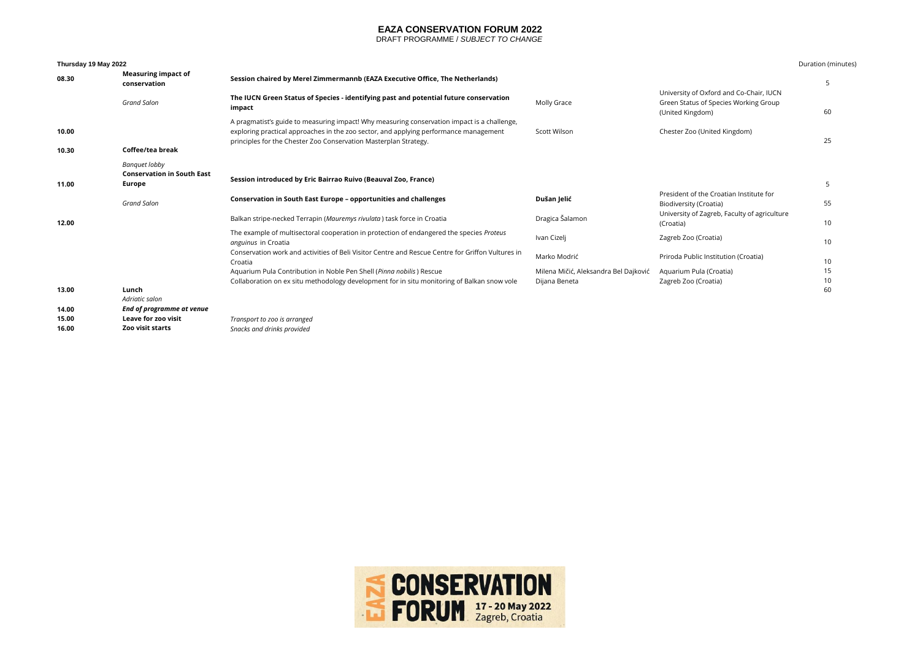# EAZA CONSERVATION FORUM 2022

DRAFT PROGRAMME / *SUBJECT TO CHANGE*

| Thursday 19 May 2022 | | | | | Duration (minutes) |
|---|---|---|---|---|---|
| 08.30 | **Measuring impact of conservation** | **Session chaired by Merel Zimmermannb (EAZA Executive Office, The Netherlands)** | | | 5 |
| | *Grand Salon* | **The IUCN Green Status of Species - identifying past and potential future conservation impact** | Molly Grace | University of Oxford and Co-Chair, IUCN Green Status of Species Working Group (United Kingdom) | 60 |
| 10.00 | | A pragmatist's guide to measuring impact! Why measuring conservation impact is a challenge, exploring practical approaches in the zoo sector, and applying performance management principles for the Chester Zoo Conservation Masterplan Strategy. | Scott Wilson | Chester Zoo (United Kingdom) | 25 |
| 10.30 | **Coffee/tea break** | | | | |
| | *Banquet lobby* | | | | |
| 11.00 | **Conservation in South East Europe** | **Session introduced by Eric Bairrao Ruivo (Beauval Zoo, France)** | | | 5 |
| | *Grand Salon* | **Conservation in South East Europe – opportunities and challenges** | **Dušan Jelić** | President of the Croatian Institute for Biodiversity (Croatia) | 55 |
| 12.00 | | Balkan stripe-necked Terrapin (*Mauremys rivulata* ) task force in Croatia | Dragica Šalamon | University of Zagreb, Faculty of agriculture (Croatia) | 10 |
| | | The example of multisectoral cooperation in protection of endangered the species *Proteus anguinus* in Croatia | Ivan Cizelj | Zagreb Zoo (Croatia) | 10 |
| | | Conservation work and activities of Beli Visitor Centre and Rescue Centre for Griffon Vultures in Croatia | Marko Modrić | Priroda Public Institution (Croatia) | 10 |
| | | Aquarium Pula Contribution in Noble Pen Shell (*Pinna nobilis* ) Rescue | Milena Mičić, Aleksandra Bel Dajković | Aquarium Pula (Croatia) | 15 |
| | | Collaboration on ex situ methodology development for in situ monitoring of Balkan snow vole | Dijana Beneta | Zagreb Zoo (Croatia) | 10 |
| 13.00 | **Lunch** | | | | 60 |
| | *Adriatic salon* | | | | |
| 14.00 | ***End of programme at venue*** | | | | |
| 15.00 | **Leave for zoo visit** | *Transport to zoo is arranged* | | | |
| 16.00 | **Zoo visit starts** | *Snacks and drinks provided* | | | |

EAZA CONSERVATION FORUM 17 - 20 May 2022 Zagreb, Croatia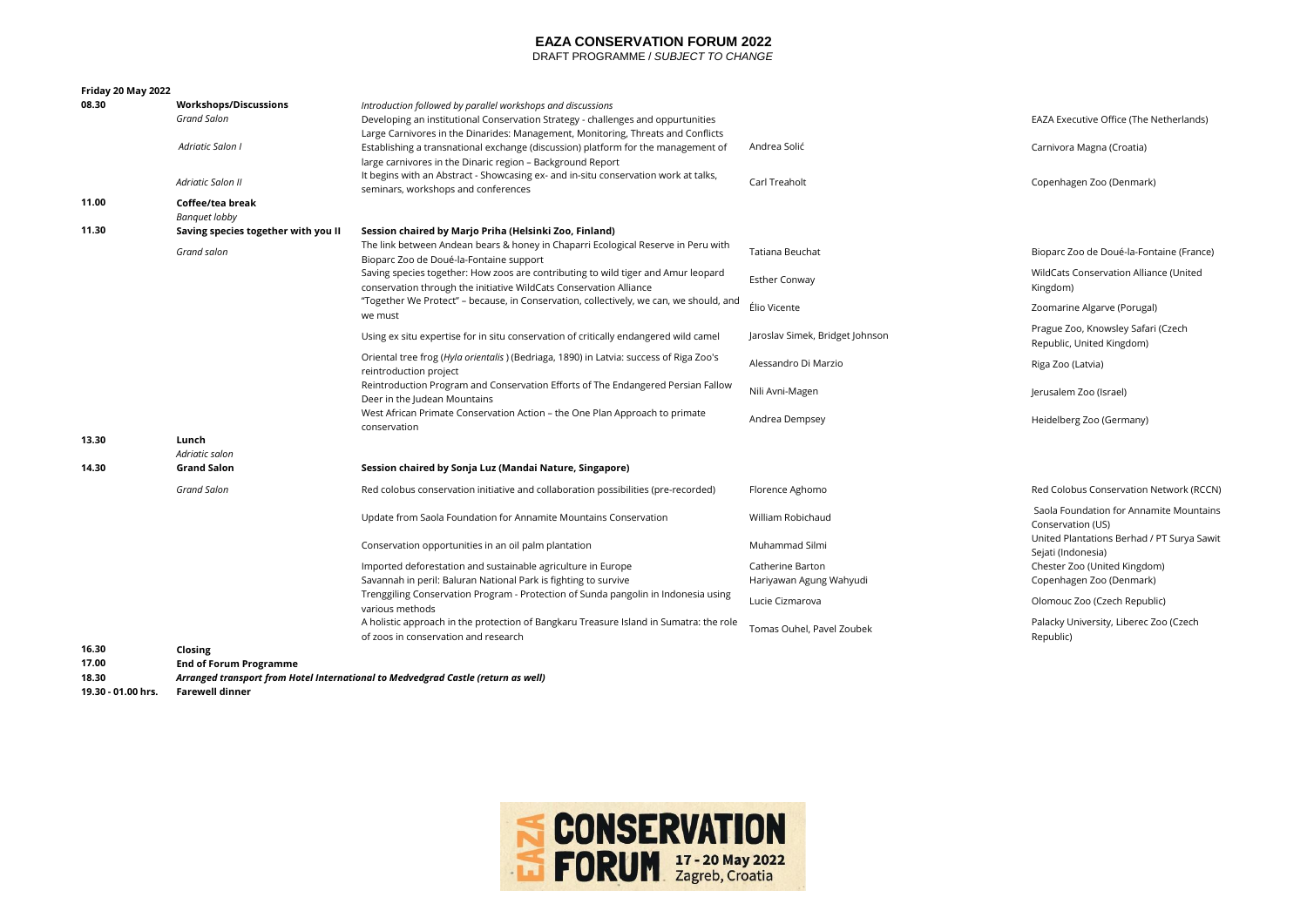# EAZA CONSERVATION FORUM 2022

DRAFT PROGRAMME / *SUBJECT TO CHANGE*

| Friday 20 May 2022 | | | | |
|---|---|---|---|---|
| 08.30 | **Workshops/Discussions** | *Introduction followed by parallel workshops and discussions* | | |
| | *Grand Salon* | Developing an institutional Conservation Strategy - challenges and oppurtunities | | EAZA Executive Office (The Netherlands) |
| | *Adriatic Salon I* | Large Carnivores in the Dinarides: Management, Monitoring, Threats and Conflicts Establishing a transnational exchange (discussion) platform for the management of large carnivores in the Dinaric region – Background Report | Andrea Solić | Carnivora Magna (Croatia) |
| | *Adriatic Salon II* | It begins with an Abstract - Showcasing ex- and in-situ conservation work at talks, seminars, workshops and conferences | Carl Treaholt | Copenhagen Zoo (Denmark) |
| 11.00 | **Coffee/tea break** | | | |
| | *Banquet lobby* | | | |
| 11.30 | **Saving species together with you II** | **Session chaired by Marjo Priha (Helsinki Zoo, Finland)** | | |
| | *Grand salon* | The link between Andean bears & honey in Chaparri Ecological Reserve in Peru with Bioparc Zoo de Doué-la-Fontaine support | Tatiana Beuchat | Bioparc Zoo de Doué-la-Fontaine (France) |
| | | Saving species together: How zoos are contributing to wild tiger and Amur leopard conservation through the initiative WildCats Conservation Alliance | Esther Conway | WildCats Conservation Alliance (United Kingdom) |
| | | "Together We Protect" – because, in Conservation, collectively, we can, we should, and we must | Élio Vicente | Zoomarine Algarve (Porugal) |
| | | Using ex situ expertise for in situ conservation of critically endangered wild camel | Jaroslav Simek, Bridget Johnson | Prague Zoo, Knowsley Safari (Czech Republic, United Kingdom) |
| | | Oriental tree frog (*Hyla orientalis* ) (Bedriaga, 1890) in Latvia: success of Riga Zoo's reintroduction project | Alessandro Di Marzio | Riga Zoo (Latvia) |
| | | Reintroduction Program and Conservation Efforts of The Endangered Persian Fallow Deer in the Judean Mountains | Nili Avni-Magen | Jerusalem Zoo (Israel) |
| | | West African Primate Conservation Action – the One Plan Approach to primate conservation | Andrea Dempsey | Heidelberg Zoo (Germany) |
| 13.30 | **Lunch** | | | |
| | *Adriatic salon* | | | |
| 14.30 | **Grand Salon** | **Session chaired by Sonja Luz (Mandai Nature, Singapore)** | | |
| | *Grand Salon* | Red colobus conservation initiative and collaboration possibilities (pre-recorded) | Florence Aghomo | Red Colobus Conservation Network (RCCN) |
| | | Update from Saola Foundation for Annamite Mountains Conservation | William Robichaud | Saola Foundation for Annamite Mountains Conservation (US) |
| | | Conservation opportunities in an oil palm plantation | Muhammad Silmi | United Plantations Berhad / PT Surya Sawit Sejati (Indonesia) |
| | | Imported deforestation and sustainable agriculture in Europe | Catherine Barton | Chester Zoo (United Kingdom) |
| | | Savannah in peril: Baluran National Park is fighting to survive | Hariyawan Agung Wahyudi | Copenhagen Zoo (Denmark) |
| | | Trenggiling Conservation Program - Protection of Sunda pangolin in Indonesia using various methods | Lucie Cizmarova | Olomouc Zoo (Czech Republic) |
| | | A holistic approach in the protection of Bangkaru Treasure Island in Sumatra: the role of zoos in conservation and research | Tomas Ouhel, Pavel Zoubek | Palacky University, Liberec Zoo (Czech Republic) |
| 16.30 | **Closing** | | | |
| 17.00 | **End of Forum Programme** | | | |
| 18.30 | ***Arranged transport from Hotel International to Medvedgrad Castle (return as well)*** | | | |
| 19.30 - 01.00 hrs. | **Farewell dinner** | | | |

EAZA CONSERVATION FORUM 17 - 20 May 2022 Zagreb, Croatia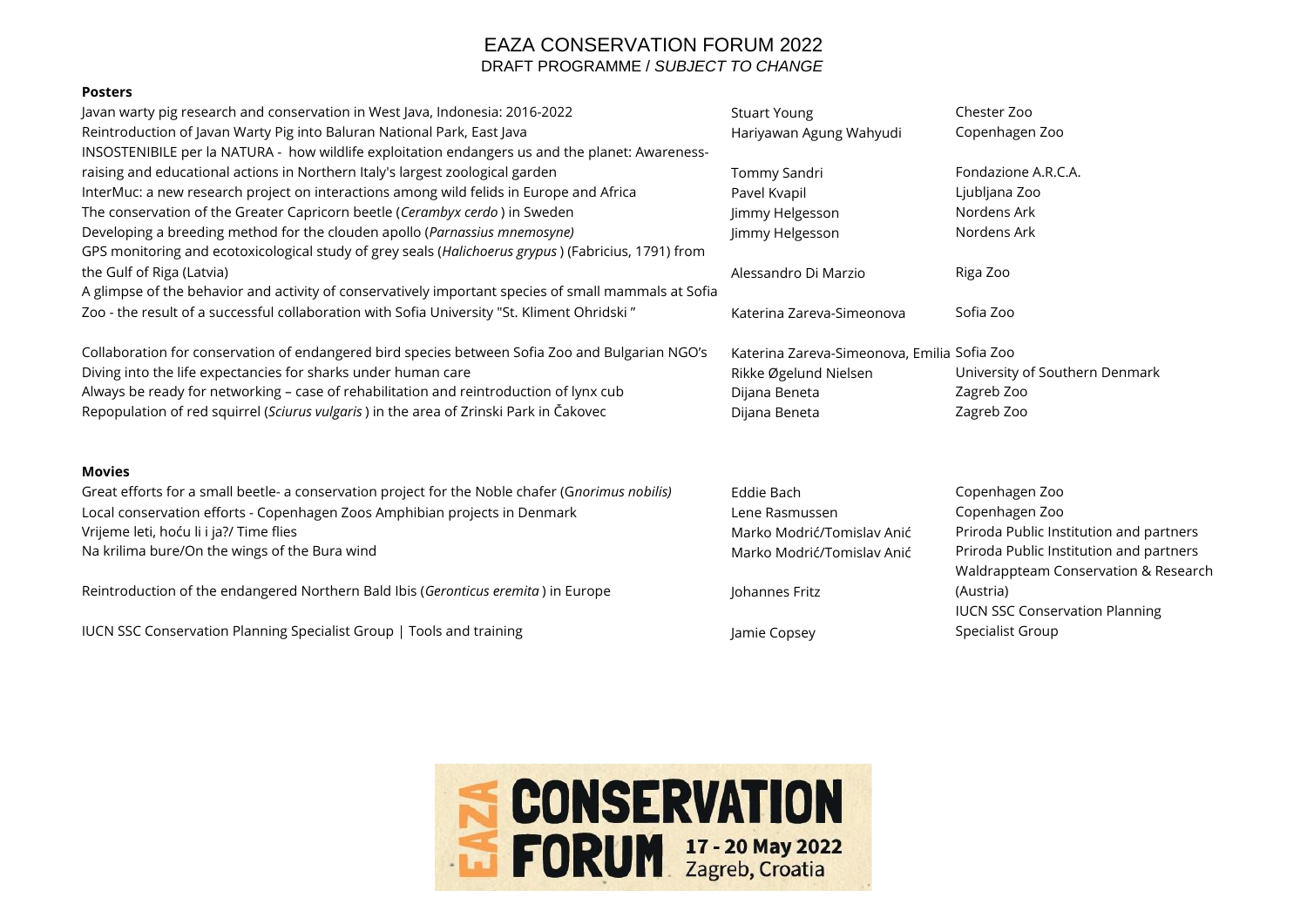EAZA CONSERVATION FORUM 2022

DRAFT PROGRAMME / *SUBJECT TO CHANGE*

**Posters**

| | | |
|---|---|---|
| Javan warty pig research and conservation in West Java, Indonesia: 2016-2022 | Stuart Young | Chester Zoo |
| Reintroduction of Javan Warty Pig into Baluran National Park, East Java | Hariyawan Agung Wahyudi | Copenhagen Zoo |
| INSOSTENIBILE per la NATURA - how wildlife exploitation endangers us and the planet: Awareness-raising and educational actions in Northern Italy's largest zoological garden | Tommy Sandri | Fondazione A.R.C.A. |
| InterMuc: a new research project on interactions among wild felids in Europe and Africa | Pavel Kvapil | Ljubljana Zoo |
| The conservation of the Greater Capricorn beetle (*Cerambyx cerdo* ) in Sweden | Jimmy Helgesson | Nordens Ark |
| Developing a breeding method for the clouden apollo (*Parnassius mnemosyne)* | Jimmy Helgesson | Nordens Ark |
| GPS monitoring and ecotoxicological study of grey seals (*Halichoerus grypus* ) (Fabricius, 1791) from the Gulf of Riga (Latvia) | Alessandro Di Marzio | Riga Zoo |
| A glimpse of the behavior and activity of conservatively important species of small mammals at Sofia Zoo - the result of a successful collaboration with Sofia University "St. Kliment Ohridski " | Katerina Zareva-Simeonova | Sofia Zoo |
| Collaboration for conservation of endangered bird species between Sofia Zoo and Bulgarian NGO's | Katerina Zareva-Simeonova, Emilia | Sofia Zoo |
| Diving into the life expectancies for sharks under human care | Rikke Øgelund Nielsen | University of Southern Denmark |
| Always be ready for networking – case of rehabilitation and reintroduction of lynx cub | Dijana Beneta | Zagreb Zoo |
| Repopulation of red squirrel (*Sciurus vulgaris* ) in the area of Zrinski Park in Čakovec | Dijana Beneta | Zagreb Zoo |

**Movies**

| | | |
|---|---|---|
| Great efforts for a small beetle- a conservation project for the Noble chafer (G*norimus nobilis)* | Eddie Bach | Copenhagen Zoo |
| Local conservation efforts - Copenhagen Zoos Amphibian projects in Denmark | Lene Rasmussen | Copenhagen Zoo |
| Vrijeme leti, hoću li i ja?/ Time flies | Marko Modrić/Tomislav Anić | Priroda Public Institution and partners |
| Na krilima bure/On the wings of the Bura wind | Marko Modrić/Tomislav Anić | Priroda Public Institution and partners |
| Reintroduction of the endangered Northern Bald Ibis (*Geronticus eremita* ) in Europe | Johannes Fritz | Waldrappteam Conservation & Research (Austria) |
| IUCN SSC Conservation Planning Specialist Group \| Tools and training | Jamie Copsey | IUCN SSC Conservation Planning Specialist Group |

EAZA CONSERVATION FORUM 17 - 20 May 2022 Zagreb, Croatia